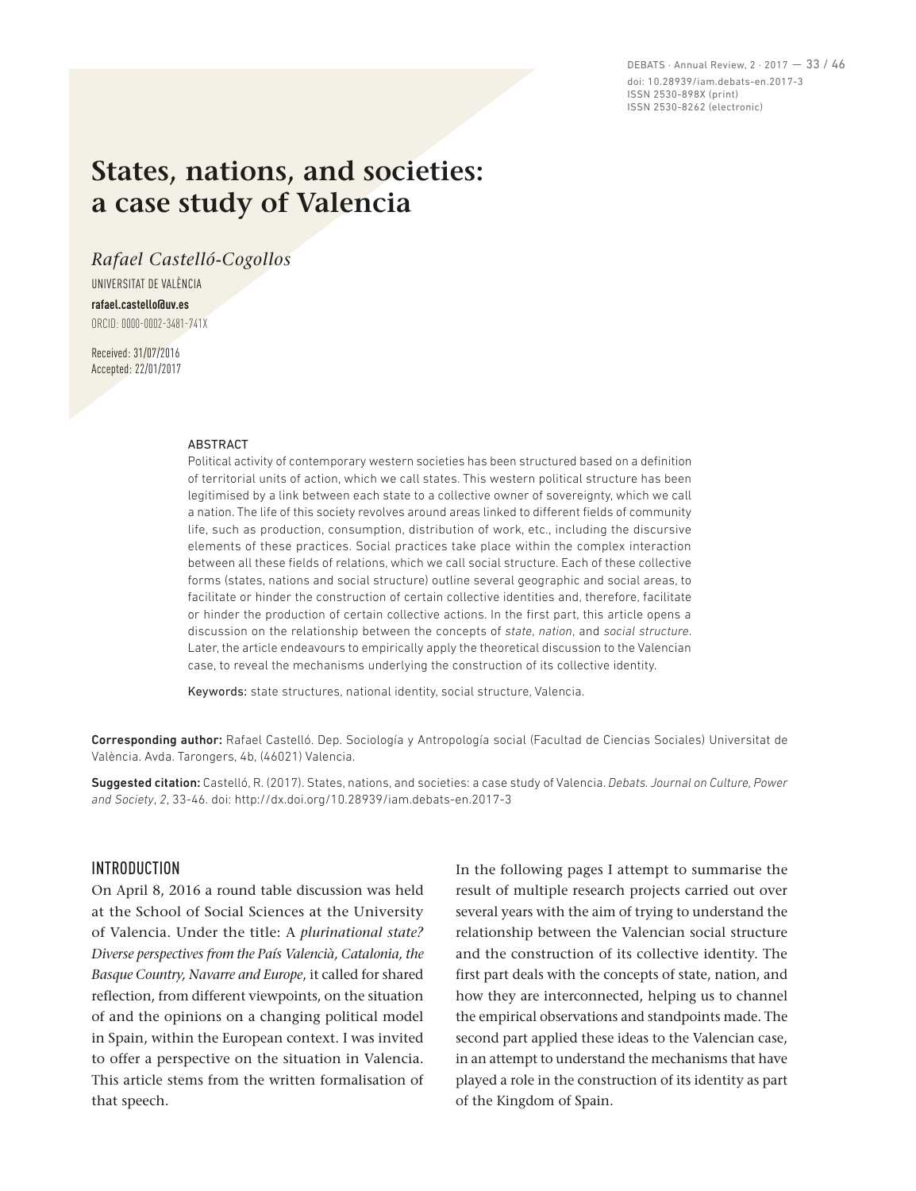# States, nations, and societies: a case study of Valencia

*Rafael Castelló-Cogollos*

UNIVERSITAT DE VALÈNCIA

**rafael.castello@uv.es**

ORCID: 0000-0002-3481-741X

Received: 31/07/2016
Accepted: 22/01/2017

ABSTRACT

Political activity of contemporary western societies has been structured based on a definition of territorial units of action, which we call states. This western political structure has been legitimised by a link between each state to a collective owner of sovereignty, which we call a nation. The life of this society revolves around areas linked to different fields of community life, such as production, consumption, distribution of work, etc., including the discursive elements of these practices. Social practices take place within the complex interaction between all these fields of relations, which we call social structure. Each of these collective forms (states, nations and social structure) outline several geographic and social areas, to facilitate or hinder the construction of certain collective identities and, therefore, facilitate or hinder the production of certain collective actions. In the first part, this article opens a discussion on the relationship between the concepts of *state*, *nation*, and *social structure*. Later, the article endeavours to empirically apply the theoretical discussion to the Valencian case, to reveal the mechanisms underlying the construction of its collective identity.

Keywords: state structures, national identity, social structure, Valencia.

**Corresponding author:** Rafael Castelló. Dep. Sociología y Antropología social (Facultad de Ciencias Sociales) Universitat de València. Avda. Tarongers, 4b, (46021) Valencia.

**Suggested citation:** Castelló, R. (2017). States, nations, and societies: a case study of Valencia. *Debats. Journal on Culture, Power and Society*, *2*, 33-46. doi: http://dx.doi.org/10.28939/iam.debats-en.2017-3

## INTRODUCTION

On April 8, 2016 a round table discussion was held at the School of Social Sciences at the University of Valencia. Under the title: A *plurinational state? Diverse perspectives from the País Valencià, Catalonia, the Basque Country, Navarre and Europe*, it called for shared reflection, from different viewpoints, on the situation of and the opinions on a changing political model in Spain, within the European context. I was invited to offer a perspective on the situation in Valencia. This article stems from the written formalisation of that speech.

In the following pages I attempt to summarise the result of multiple research projects carried out over several years with the aim of trying to understand the relationship between the Valencian social structure and the construction of its collective identity. The first part deals with the concepts of state, nation, and how they are interconnected, helping us to channel the empirical observations and standpoints made. The second part applied these ideas to the Valencian case, in an attempt to understand the mechanisms that have played a role in the construction of its identity as part of the Kingdom of Spain.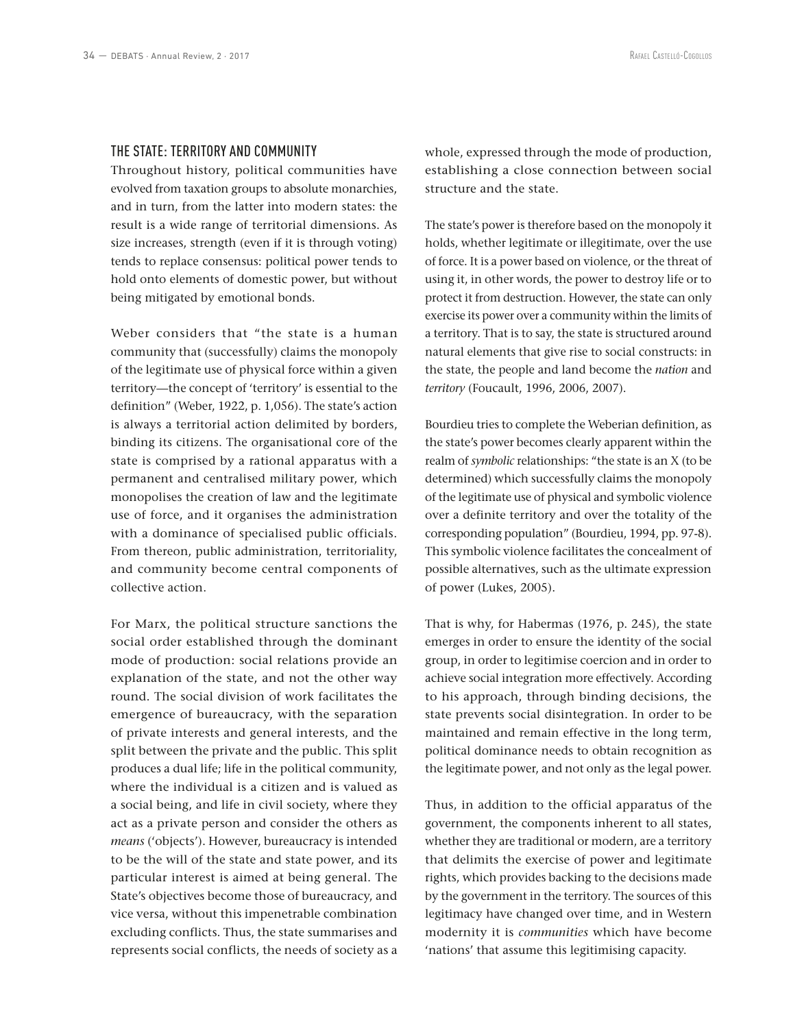## THE STATE: TERRITORY AND COMMUNITY

Throughout history, political communities have evolved from taxation groups to absolute monarchies, and in turn, from the latter into modern states: the result is a wide range of territorial dimensions. As size increases, strength (even if it is through voting) tends to replace consensus: political power tends to hold onto elements of domestic power, but without being mitigated by emotional bonds.

Weber considers that "the state is a human community that (successfully) claims the monopoly of the legitimate use of physical force within a given territory—the concept of 'territory' is essential to the definition" (Weber, 1922, p. 1,056). The state's action is always a territorial action delimited by borders, binding its citizens. The organisational core of the state is comprised by a rational apparatus with a permanent and centralised military power, which monopolises the creation of law and the legitimate use of force, and it organises the administration with a dominance of specialised public officials. From thereon, public administration, territoriality, and community become central components of collective action.

For Marx, the political structure sanctions the social order established through the dominant mode of production: social relations provide an explanation of the state, and not the other way round. The social division of work facilitates the emergence of bureaucracy, with the separation of private interests and general interests, and the split between the private and the public. This split produces a dual life; life in the political community, where the individual is a citizen and is valued as a social being, and life in civil society, where they act as a private person and consider the others as *means* ('objects'). However, bureaucracy is intended to be the will of the state and state power, and its particular interest is aimed at being general. The State's objectives become those of bureaucracy, and vice versa, without this impenetrable combination excluding conflicts. Thus, the state summarises and represents social conflicts, the needs of society as a whole, expressed through the mode of production, establishing a close connection between social structure and the state.

The state's power is therefore based on the monopoly it holds, whether legitimate or illegitimate, over the use of force. It is a power based on violence, or the threat of using it, in other words, the power to destroy life or to protect it from destruction. However, the state can only exercise its power over a community within the limits of a territory. That is to say, the state is structured around natural elements that give rise to social constructs: in the state, the people and land become the *nation* and *territory* (Foucault, 1996, 2006, 2007).

Bourdieu tries to complete the Weberian definition, as the state's power becomes clearly apparent within the realm of *symbolic* relationships: "the state is an X (to be determined) which successfully claims the monopoly of the legitimate use of physical and symbolic violence over a definite territory and over the totality of the corresponding population" (Bourdieu, 1994, pp. 97-8). This symbolic violence facilitates the concealment of possible alternatives, such as the ultimate expression of power (Lukes, 2005).

That is why, for Habermas (1976, p. 245), the state emerges in order to ensure the identity of the social group, in order to legitimise coercion and in order to achieve social integration more effectively. According to his approach, through binding decisions, the state prevents social disintegration. In order to be maintained and remain effective in the long term, political dominance needs to obtain recognition as the legitimate power, and not only as the legal power.

Thus, in addition to the official apparatus of the government, the components inherent to all states, whether they are traditional or modern, are a territory that delimits the exercise of power and legitimate rights, which provides backing to the decisions made by the government in the territory. The sources of this legitimacy have changed over time, and in Western modernity it is *communities* which have become 'nations' that assume this legitimising capacity.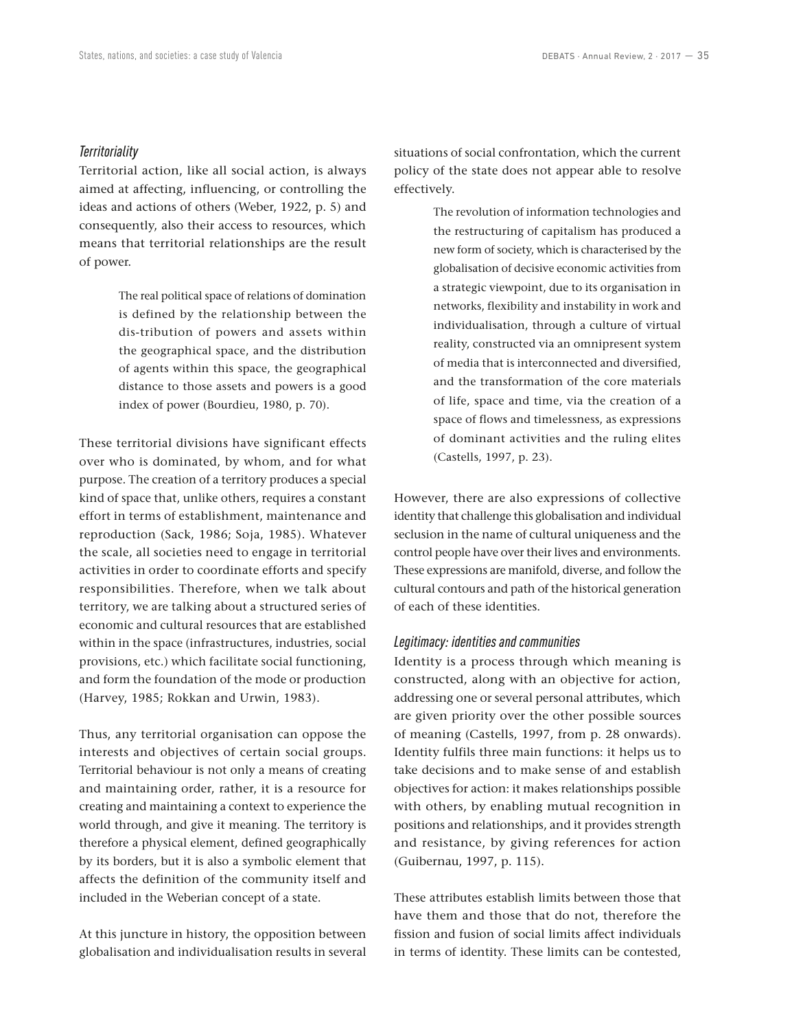### *Territoriality*

Territorial action, like all social action, is always aimed at affecting, influencing, or controlling the ideas and actions of others (Weber, 1922, p. 5) and consequently, also their access to resources, which means that territorial relationships are the result of power.

> The real political space of relations of domination is defined by the relationship between the dis-tribution of powers and assets within the geographical space, and the distribution of agents within this space, the geographical distance to those assets and powers is a good index of power (Bourdieu, 1980, p. 70).

These territorial divisions have significant effects over who is dominated, by whom, and for what purpose. The creation of a territory produces a special kind of space that, unlike others, requires a constant effort in terms of establishment, maintenance and reproduction (Sack, 1986; Soja, 1985). Whatever the scale, all societies need to engage in territorial activities in order to coordinate efforts and specify responsibilities. Therefore, when we talk about territory, we are talking about a structured series of economic and cultural resources that are established within in the space (infrastructures, industries, social provisions, etc.) which facilitate social functioning, and form the foundation of the mode or production (Harvey, 1985; Rokkan and Urwin, 1983).

Thus, any territorial organisation can oppose the interests and objectives of certain social groups. Territorial behaviour is not only a means of creating and maintaining order, rather, it is a resource for creating and maintaining a context to experience the world through, and give it meaning. The territory is therefore a physical element, defined geographically by its borders, but it is also a symbolic element that affects the definition of the community itself and included in the Weberian concept of a state.

At this juncture in history, the opposition between globalisation and individualisation results in several situations of social confrontation, which the current policy of the state does not appear able to resolve effectively.

> The revolution of information technologies and the restructuring of capitalism has produced a new form of society, which is characterised by the globalisation of decisive economic activities from a strategic viewpoint, due to its organisation in networks, flexibility and instability in work and individualisation, through a culture of virtual reality, constructed via an omnipresent system of media that is interconnected and diversified, and the transformation of the core materials of life, space and time, via the creation of a space of flows and timelessness, as expressions of dominant activities and the ruling elites (Castells, 1997, p. 23).

However, there are also expressions of collective identity that challenge this globalisation and individual seclusion in the name of cultural uniqueness and the control people have over their lives and environments. These expressions are manifold, diverse, and follow the cultural contours and path of the historical generation of each of these identities.

### *Legitimacy: identities and communities*

Identity is a process through which meaning is constructed, along with an objective for action, addressing one or several personal attributes, which are given priority over the other possible sources of meaning (Castells, 1997, from p. 28 onwards). Identity fulfils three main functions: it helps us to take decisions and to make sense of and establish objectives for action: it makes relationships possible with others, by enabling mutual recognition in positions and relationships, and it provides strength and resistance, by giving references for action (Guibernau, 1997, p. 115).

These attributes establish limits between those that have them and those that do not, therefore the fission and fusion of social limits affect individuals in terms of identity. These limits can be contested,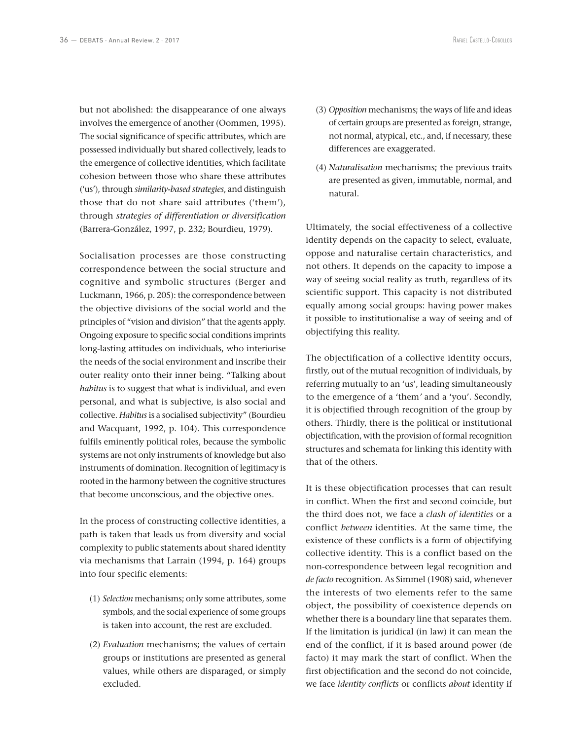but not abolished: the disappearance of one always involves the emergence of another (Oommen, 1995). The social significance of specific attributes, which are possessed individually but shared collectively, leads to the emergence of collective identities, which facilitate cohesion between those who share these attributes ('us'), through *similarity-based strategies*, and distinguish those that do not share said attributes ('them'), through *strategies of differentiation or diversification* (Barrera-González, 1997, p. 232; Bourdieu, 1979).

Socialisation processes are those constructing correspondence between the social structure and cognitive and symbolic structures (Berger and Luckmann, 1966, p. 205): the correspondence between the objective divisions of the social world and the principles of "vision and division" that the agents apply. Ongoing exposure to specific social conditions imprints long-lasting attitudes on individuals, who interiorise the needs of the social environment and inscribe their outer reality onto their inner being. "Talking about *habitus* is to suggest that what is individual, and even personal, and what is subjective, is also social and collective. *Habitus* is a socialised subjectivity" (Bourdieu and Wacquant, 1992, p. 104). This correspondence fulfils eminently political roles, because the symbolic systems are not only instruments of knowledge but also instruments of domination. Recognition of legitimacy is rooted in the harmony between the cognitive structures that become unconscious, and the objective ones.

In the process of constructing collective identities, a path is taken that leads us from diversity and social complexity to public statements about shared identity via mechanisms that Larrain (1994, p. 164) groups into four specific elements:

(1) *Selection* mechanisms; only some attributes, some symbols, and the social experience of some groups is taken into account, the rest are excluded.

(2) *Evaluation* mechanisms; the values of certain groups or institutions are presented as general values, while others are disparaged, or simply excluded.

(3) *Opposition* mechanisms; the ways of life and ideas of certain groups are presented as foreign, strange, not normal, atypical, etc., and, if necessary, these differences are exaggerated.

(4) *Naturalisation* mechanisms; the previous traits are presented as given, immutable, normal, and natural.

Ultimately, the social effectiveness of a collective identity depends on the capacity to select, evaluate, oppose and naturalise certain characteristics, and not others. It depends on the capacity to impose a way of seeing social reality as truth, regardless of its scientific support. This capacity is not distributed equally among social groups: having power makes it possible to institutionalise a way of seeing and of objectifying this reality.

The objectification of a collective identity occurs, firstly, out of the mutual recognition of individuals, by referring mutually to an 'us', leading simultaneously to the emergence of a 'them' and a 'you'. Secondly, it is objectified through recognition of the group by others. Thirdly, there is the political or institutional objectification, with the provision of formal recognition structures and schemata for linking this identity with that of the others.

It is these objectification processes that can result in conflict. When the first and second coincide, but the third does not, we face a *clash of identities* or a conflict *between* identities. At the same time, the existence of these conflicts is a form of objectifying collective identity. This is a conflict based on the non-correspondence between legal recognition and *de facto* recognition. As Simmel (1908) said, whenever the interests of two elements refer to the same object, the possibility of coexistence depends on whether there is a boundary line that separates them. If the limitation is juridical (in law) it can mean the end of the conflict, if it is based around power (de facto) it may mark the start of conflict. When the first objectification and the second do not coincide, we face *identity conflicts* or conflicts *about* identity if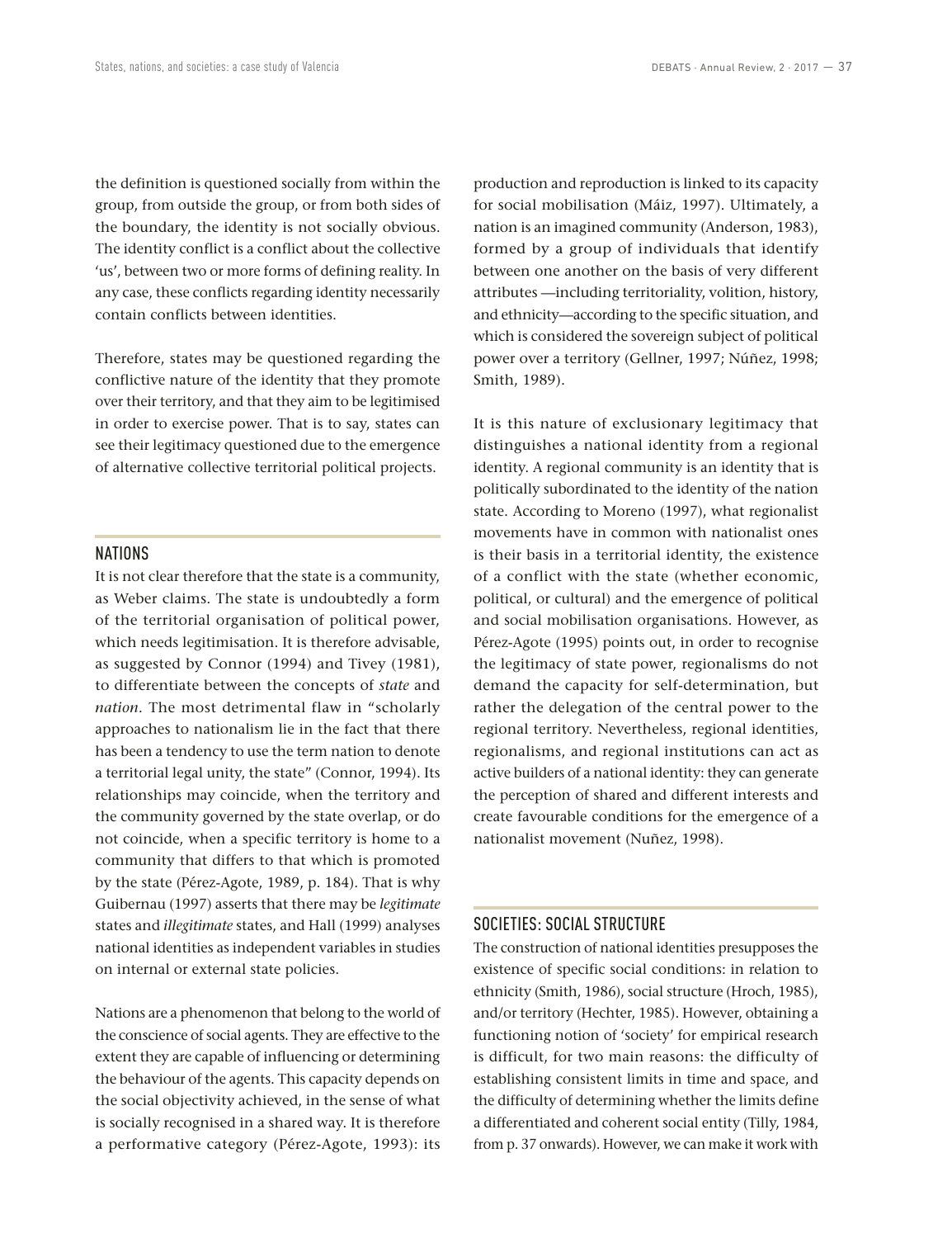the definition is questioned socially from within the group, from outside the group, or from both sides of the boundary, the identity is not socially obvious. The identity conflict is a conflict about the collective 'us', between two or more forms of defining reality. In any case, these conflicts regarding identity necessarily contain conflicts between identities.

Therefore, states may be questioned regarding the conflictive nature of the identity that they promote over their territory, and that they aim to be legitimised in order to exercise power. That is to say, states can see their legitimacy questioned due to the emergence of alternative collective territorial political projects.

## NATIONS

It is not clear therefore that the state is a community, as Weber claims. The state is undoubtedly a form of the territorial organisation of political power, which needs legitimisation. It is therefore advisable, as suggested by Connor (1994) and Tivey (1981), to differentiate between the concepts of *state* and *nation*. The most detrimental flaw in "scholarly approaches to nationalism lie in the fact that there has been a tendency to use the term nation to denote a territorial legal unity, the state" (Connor, 1994). Its relationships may coincide, when the territory and the community governed by the state overlap, or do not coincide, when a specific territory is home to a community that differs to that which is promoted by the state (Pérez-Agote, 1989, p. 184). That is why Guibernau (1997) asserts that there may be *legitimate* states and *illegitimate* states, and Hall (1999) analyses national identities as independent variables in studies on internal or external state policies.

Nations are a phenomenon that belong to the world of the conscience of social agents. They are effective to the extent they are capable of influencing or determining the behaviour of the agents. This capacity depends on the social objectivity achieved, in the sense of what is socially recognised in a shared way. It is therefore a performative category (Pérez-Agote, 1993): its production and reproduction is linked to its capacity for social mobilisation (Máiz, 1997). Ultimately, a nation is an imagined community (Anderson, 1983), formed by a group of individuals that identify between one another on the basis of very different attributes —including territoriality, volition, history, and ethnicity—according to the specific situation, and which is considered the sovereign subject of political power over a territory (Gellner, 1997; Núñez, 1998; Smith, 1989).

It is this nature of exclusionary legitimacy that distinguishes a national identity from a regional identity. A regional community is an identity that is politically subordinated to the identity of the nation state. According to Moreno (1997), what regionalist movements have in common with nationalist ones is their basis in a territorial identity, the existence of a conflict with the state (whether economic, political, or cultural) and the emergence of political and social mobilisation organisations. However, as Pérez-Agote (1995) points out, in order to recognise the legitimacy of state power, regionalisms do not demand the capacity for self-determination, but rather the delegation of the central power to the regional territory. Nevertheless, regional identities, regionalisms, and regional institutions can act as active builders of a national identity: they can generate the perception of shared and different interests and create favourable conditions for the emergence of a nationalist movement (Nuñez, 1998).

## SOCIETIES: SOCIAL STRUCTURE

The construction of national identities presupposes the existence of specific social conditions: in relation to ethnicity (Smith, 1986), social structure (Hroch, 1985), and/or territory (Hechter, 1985). However, obtaining a functioning notion of 'society' for empirical research is difficult, for two main reasons: the difficulty of establishing consistent limits in time and space, and the difficulty of determining whether the limits define a differentiated and coherent social entity (Tilly, 1984, from p. 37 onwards). However, we can make it work with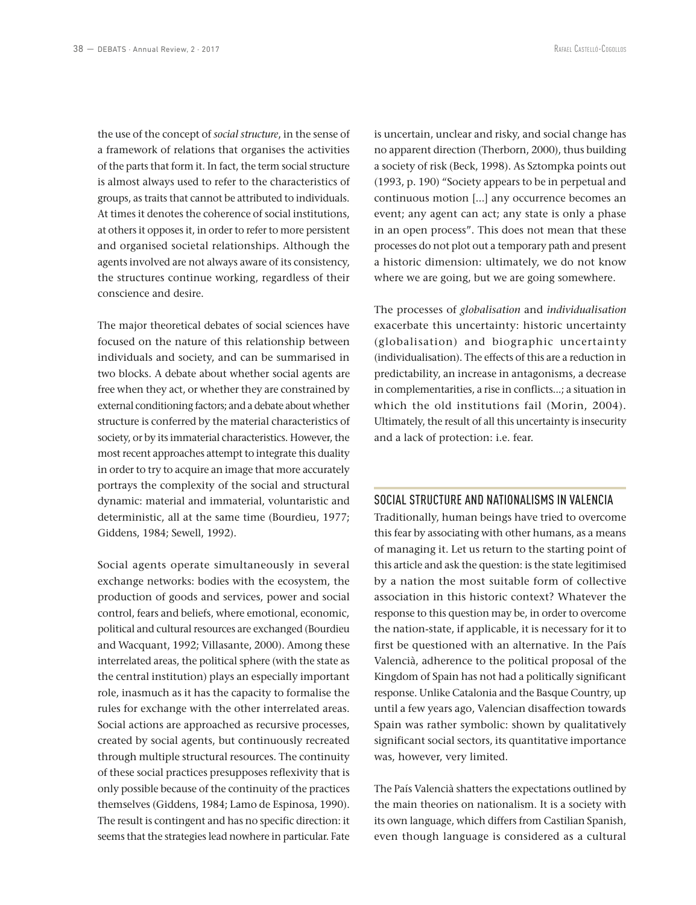the use of the concept of *social structure*, in the sense of a framework of relations that organises the activities of the parts that form it. In fact, the term social structure is almost always used to refer to the characteristics of groups, as traits that cannot be attributed to individuals. At times it denotes the coherence of social institutions, at others it opposes it, in order to refer to more persistent and organised societal relationships. Although the agents involved are not always aware of its consistency, the structures continue working, regardless of their conscience and desire.

The major theoretical debates of social sciences have focused on the nature of this relationship between individuals and society, and can be summarised in two blocks. A debate about whether social agents are free when they act, or whether they are constrained by external conditioning factors; and a debate about whether structure is conferred by the material characteristics of society, or by its immaterial characteristics. However, the most recent approaches attempt to integrate this duality in order to try to acquire an image that more accurately portrays the complexity of the social and structural dynamic: material and immaterial, voluntaristic and deterministic, all at the same time (Bourdieu, 1977; Giddens, 1984; Sewell, 1992).

Social agents operate simultaneously in several exchange networks: bodies with the ecosystem, the production of goods and services, power and social control, fears and beliefs, where emotional, economic, political and cultural resources are exchanged (Bourdieu and Wacquant, 1992; Villasante, 2000). Among these interrelated areas, the political sphere (with the state as the central institution) plays an especially important role, inasmuch as it has the capacity to formalise the rules for exchange with the other interrelated areas. Social actions are approached as recursive processes, created by social agents, but continuously recreated through multiple structural resources. The continuity of these social practices presupposes reflexivity that is only possible because of the continuity of the practices themselves (Giddens, 1984; Lamo de Espinosa, 1990). The result is contingent and has no specific direction: it seems that the strategies lead nowhere in particular. Fate is uncertain, unclear and risky, and social change has no apparent direction (Therborn, 2000), thus building a society of risk (Beck, 1998). As Sztompka points out (1993, p. 190) "Society appears to be in perpetual and continuous motion [...] any occurrence becomes an event; any agent can act; any state is only a phase in an open process". This does not mean that these processes do not plot out a temporary path and present a historic dimension: ultimately, we do not know where we are going, but we are going somewhere.

The processes of *globalisation* and *individualisation* exacerbate this uncertainty: historic uncertainty (globalisation) and biographic uncertainty (individualisation). The effects of this are a reduction in predictability, an increase in antagonisms, a decrease in complementarities, a rise in conflicts...; a situation in which the old institutions fail (Morin, 2004). Ultimately, the result of all this uncertainty is insecurity and a lack of protection: i.e. fear.

## SOCIAL STRUCTURE AND NATIONALISMS IN VALENCIA

Traditionally, human beings have tried to overcome this fear by associating with other humans, as a means of managing it. Let us return to the starting point of this article and ask the question: is the state legitimised by a nation the most suitable form of collective association in this historic context? Whatever the response to this question may be, in order to overcome the nation-state, if applicable, it is necessary for it to first be questioned with an alternative. In the País Valencià, adherence to the political proposal of the Kingdom of Spain has not had a politically significant response. Unlike Catalonia and the Basque Country, up until a few years ago, Valencian disaffection towards Spain was rather symbolic: shown by qualitatively significant social sectors, its quantitative importance was, however, very limited.

The País Valencià shatters the expectations outlined by the main theories on nationalism. It is a society with its own language, which differs from Castilian Spanish, even though language is considered as a cultural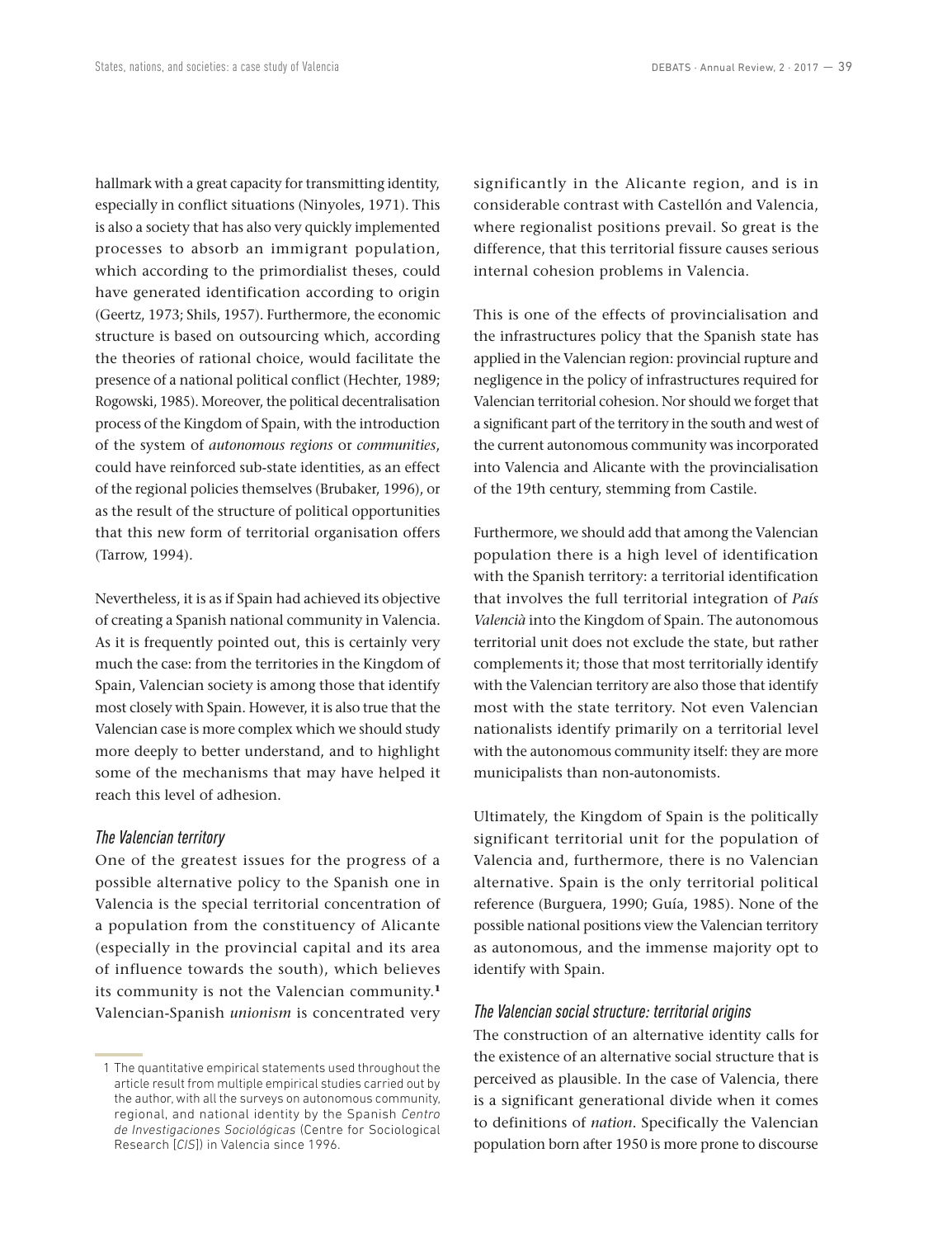hallmark with a great capacity for transmitting identity, especially in conflict situations (Ninyoles, 1971). This is also a society that has also very quickly implemented processes to absorb an immigrant population, which according to the primordialist theses, could have generated identification according to origin (Geertz, 1973; Shils, 1957). Furthermore, the economic structure is based on outsourcing which, according the theories of rational choice, would facilitate the presence of a national political conflict (Hechter, 1989; Rogowski, 1985). Moreover, the political decentralisation process of the Kingdom of Spain, with the introduction of the system of *autonomous regions* or *communities*, could have reinforced sub-state identities, as an effect of the regional policies themselves (Brubaker, 1996), or as the result of the structure of political opportunities that this new form of territorial organisation offers (Tarrow, 1994).

Nevertheless, it is as if Spain had achieved its objective of creating a Spanish national community in Valencia. As it is frequently pointed out, this is certainly very much the case: from the territories in the Kingdom of Spain, Valencian society is among those that identify most closely with Spain. However, it is also true that the Valencian case is more complex which we should study more deeply to better understand, and to highlight some of the mechanisms that may have helped it reach this level of adhesion.

### *The Valencian territory*

One of the greatest issues for the progress of a possible alternative policy to the Spanish one in Valencia is the special territorial concentration of a population from the constituency of Alicante (especially in the provincial capital and its area of influence towards the south), which believes its community is not the Valencian community.[1] Valencian-Spanish *unionism* is concentrated very significantly in the Alicante region, and is in considerable contrast with Castellón and Valencia, where regionalist positions prevail. So great is the difference, that this territorial fissure causes serious internal cohesion problems in Valencia.

This is one of the effects of provincialisation and the infrastructures policy that the Spanish state has applied in the Valencian region: provincial rupture and negligence in the policy of infrastructures required for Valencian territorial cohesion. Nor should we forget that a significant part of the territory in the south and west of the current autonomous community was incorporated into Valencia and Alicante with the provincialisation of the 19th century, stemming from Castile.

Furthermore, we should add that among the Valencian population there is a high level of identification with the Spanish territory: a territorial identification that involves the full territorial integration of *País Valencià* into the Kingdom of Spain. The autonomous territorial unit does not exclude the state, but rather complements it; those that most territorially identify with the Valencian territory are also those that identify most with the state territory. Not even Valencian nationalists identify primarily on a territorial level with the autonomous community itself: they are more municipalists than non-autonomists.

Ultimately, the Kingdom of Spain is the politically significant territorial unit for the population of Valencia and, furthermore, there is no Valencian alternative. Spain is the only territorial political reference (Burguera, 1990; Guía, 1985). None of the possible national positions view the Valencian territory as autonomous, and the immense majority opt to identify with Spain.

### *The Valencian social structure: territorial origins*

The construction of an alternative identity calls for the existence of an alternative social structure that is perceived as plausible. In the case of Valencia, there is a significant generational divide when it comes to definitions of *nation*. Specifically the Valencian population born after 1950 is more prone to discourse

---

1 The quantitative empirical statements used throughout the article result from multiple empirical studies carried out by the author, with all the surveys on autonomous community, regional, and national identity by the Spanish *Centro de Investigaciones Sociológicas* (Centre for Sociological Research [*CIS*]) in Valencia since 1996.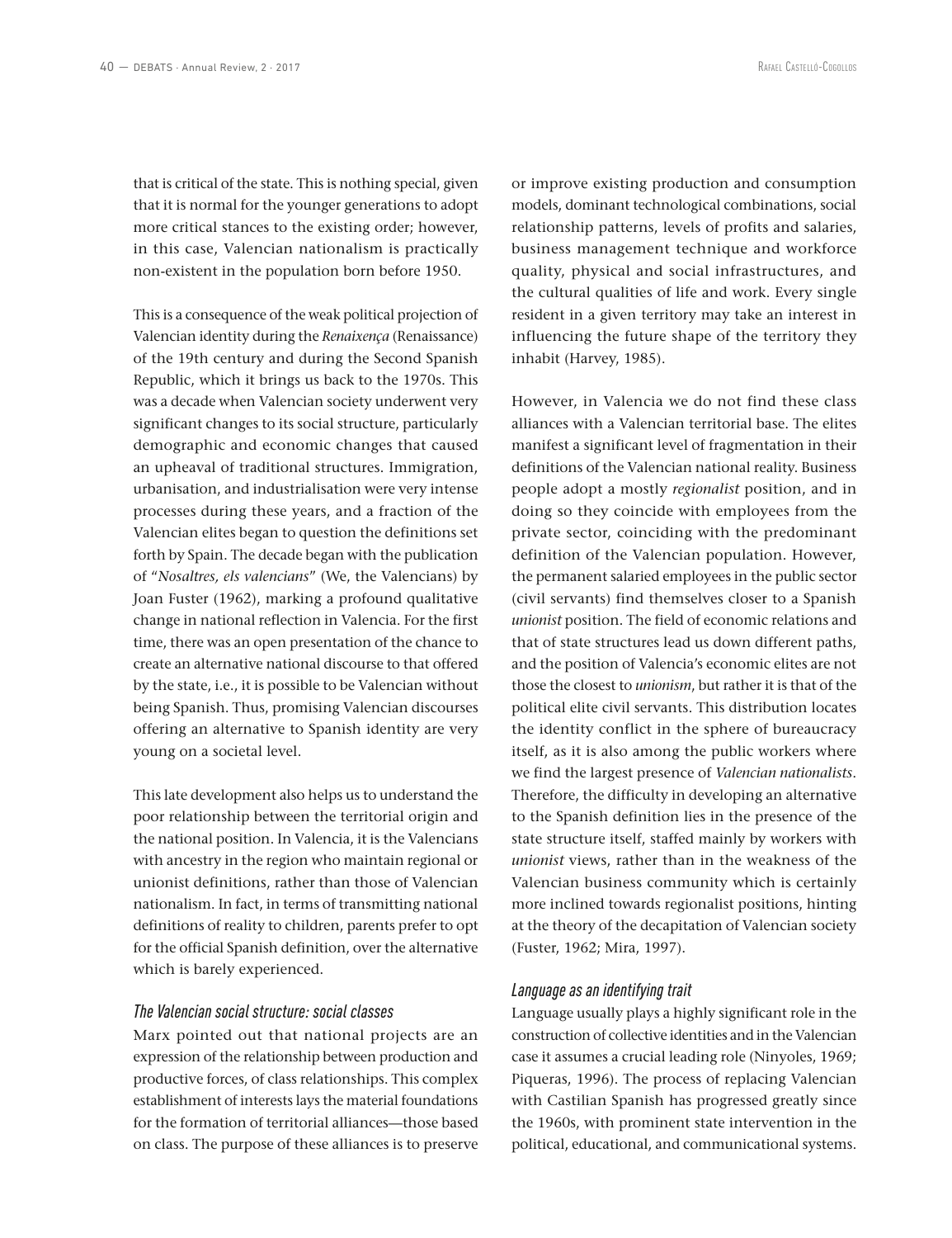that is critical of the state. This is nothing special, given that it is normal for the younger generations to adopt more critical stances to the existing order; however, in this case, Valencian nationalism is practically non-existent in the population born before 1950.

This is a consequence of the weak political projection of Valencian identity during the *Renaixença* (Renaissance) of the 19th century and during the Second Spanish Republic, which it brings us back to the 1970s. This was a decade when Valencian society underwent very significant changes to its social structure, particularly demographic and economic changes that caused an upheaval of traditional structures. Immigration, urbanisation, and industrialisation were very intense processes during these years, and a fraction of the Valencian elites began to question the definitions set forth by Spain. The decade began with the publication of "*Nosaltres, els valencians*" (We, the Valencians) by Joan Fuster (1962), marking a profound qualitative change in national reflection in Valencia. For the first time, there was an open presentation of the chance to create an alternative national discourse to that offered by the state, i.e., it is possible to be Valencian without being Spanish. Thus, promising Valencian discourses offering an alternative to Spanish identity are very young on a societal level.

This late development also helps us to understand the poor relationship between the territorial origin and the national position. In Valencia, it is the Valencians with ancestry in the region who maintain regional or unionist definitions, rather than those of Valencian nationalism. In fact, in terms of transmitting national definitions of reality to children, parents prefer to opt for the official Spanish definition, over the alternative which is barely experienced.

### *The Valencian social structure: social classes*

Marx pointed out that national projects are an expression of the relationship between production and productive forces, of class relationships. This complex establishment of interests lays the material foundations for the formation of territorial alliances—those based on class. The purpose of these alliances is to preserve or improve existing production and consumption models, dominant technological combinations, social relationship patterns, levels of profits and salaries, business management technique and workforce quality, physical and social infrastructures, and the cultural qualities of life and work. Every single resident in a given territory may take an interest in influencing the future shape of the territory they inhabit (Harvey, 1985).

However, in Valencia we do not find these class alliances with a Valencian territorial base. The elites manifest a significant level of fragmentation in their definitions of the Valencian national reality. Business people adopt a mostly *regionalist* position, and in doing so they coincide with employees from the private sector, coinciding with the predominant definition of the Valencian population. However, the permanent salaried employees in the public sector (civil servants) find themselves closer to a Spanish *unionist* position. The field of economic relations and that of state structures lead us down different paths, and the position of Valencia's economic elites are not those the closest to *unionism*, but rather it is that of the political elite civil servants. This distribution locates the identity conflict in the sphere of bureaucracy itself, as it is also among the public workers where we find the largest presence of *Valencian nationalists*. Therefore, the difficulty in developing an alternative to the Spanish definition lies in the presence of the state structure itself, staffed mainly by workers with *unionist* views, rather than in the weakness of the Valencian business community which is certainly more inclined towards regionalist positions, hinting at the theory of the decapitation of Valencian society (Fuster, 1962; Mira, 1997).

### *Language as an identifying trait*

Language usually plays a highly significant role in the construction of collective identities and in the Valencian case it assumes a crucial leading role (Ninyoles, 1969; Piqueras, 1996). The process of replacing Valencian with Castilian Spanish has progressed greatly since the 1960s, with prominent state intervention in the political, educational, and communicational systems.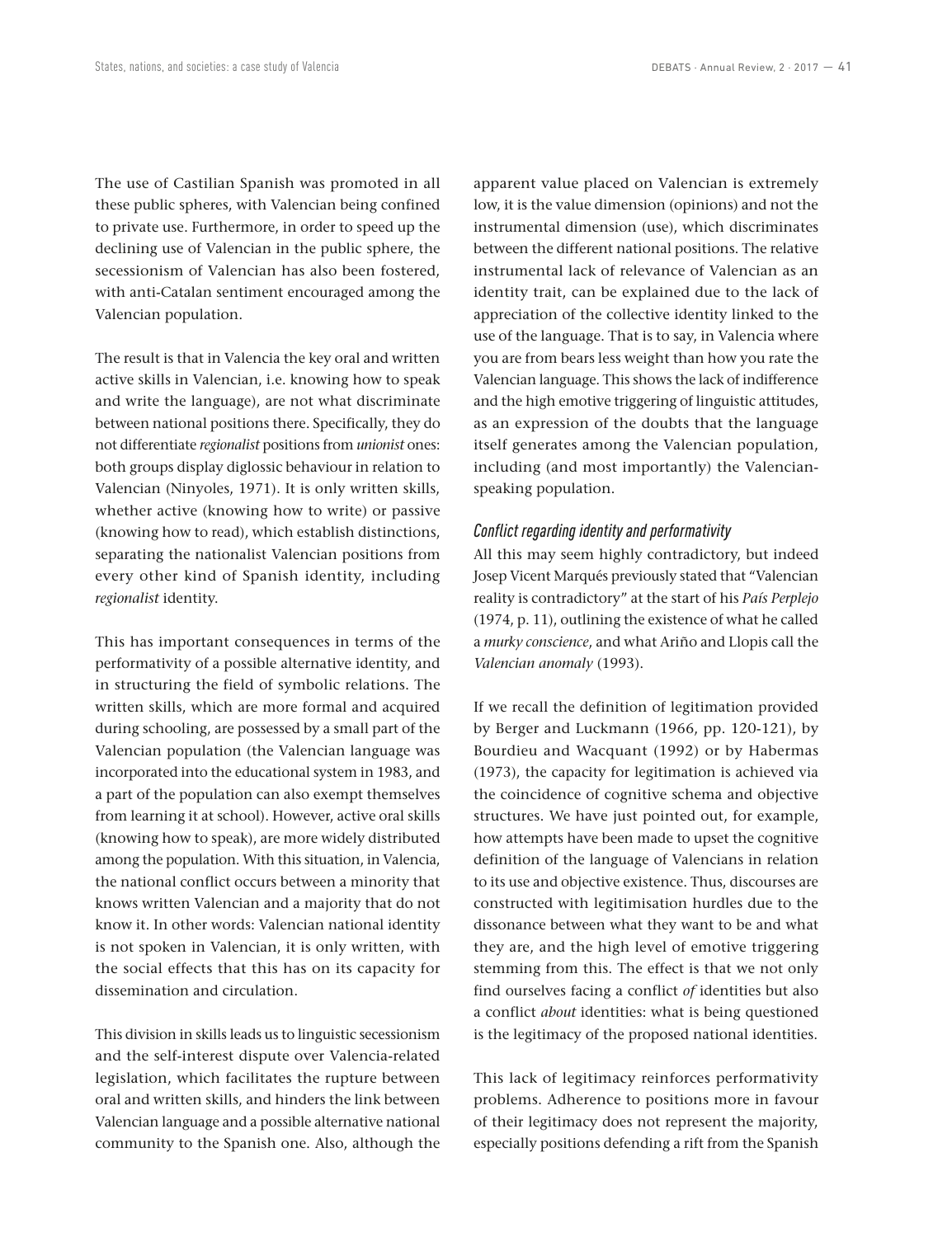The use of Castilian Spanish was promoted in all these public spheres, with Valencian being confined to private use. Furthermore, in order to speed up the declining use of Valencian in the public sphere, the secessionism of Valencian has also been fostered, with anti-Catalan sentiment encouraged among the Valencian population.

The result is that in Valencia the key oral and written active skills in Valencian, i.e. knowing how to speak and write the language), are not what discriminate between national positions there. Specifically, they do not differentiate *regionalist* positions from *unionist* ones: both groups display diglossic behaviour in relation to Valencian (Ninyoles, 1971). It is only written skills, whether active (knowing how to write) or passive (knowing how to read), which establish distinctions, separating the nationalist Valencian positions from every other kind of Spanish identity, including *regionalist* identity.

This has important consequences in terms of the performativity of a possible alternative identity, and in structuring the field of symbolic relations. The written skills, which are more formal and acquired during schooling, are possessed by a small part of the Valencian population (the Valencian language was incorporated into the educational system in 1983, and a part of the population can also exempt themselves from learning it at school). However, active oral skills (knowing how to speak), are more widely distributed among the population. With this situation, in Valencia, the national conflict occurs between a minority that knows written Valencian and a majority that do not know it. In other words: Valencian national identity is not spoken in Valencian, it is only written, with the social effects that this has on its capacity for dissemination and circulation.

This division in skills leads us to linguistic secessionism and the self-interest dispute over Valencia-related legislation, which facilitates the rupture between oral and written skills, and hinders the link between Valencian language and a possible alternative national community to the Spanish one. Also, although the apparent value placed on Valencian is extremely low, it is the value dimension (opinions) and not the instrumental dimension (use), which discriminates between the different national positions. The relative instrumental lack of relevance of Valencian as an identity trait, can be explained due to the lack of appreciation of the collective identity linked to the use of the language. That is to say, in Valencia where you are from bears less weight than how you rate the Valencian language. This shows the lack of indifference and the high emotive triggering of linguistic attitudes, as an expression of the doubts that the language itself generates among the Valencian population, including (and most importantly) the Valencian-speaking population.

### *Conflict regarding identity and performativity*

All this may seem highly contradictory, but indeed Josep Vicent Marqués previously stated that "Valencian reality is contradictory" at the start of his *País Perplejo* (1974, p. 11), outlining the existence of what he called a *murky conscience*, and what Ariño and Llopis call the *Valencian anomaly* (1993).

If we recall the definition of legitimation provided by Berger and Luckmann (1966, pp. 120-121), by Bourdieu and Wacquant (1992) or by Habermas (1973), the capacity for legitimation is achieved via the coincidence of cognitive schema and objective structures. We have just pointed out, for example, how attempts have been made to upset the cognitive definition of the language of Valencians in relation to its use and objective existence. Thus, discourses are constructed with legitimisation hurdles due to the dissonance between what they want to be and what they are, and the high level of emotive triggering stemming from this. The effect is that we not only find ourselves facing a conflict *of* identities but also a conflict *about* identities: what is being questioned is the legitimacy of the proposed national identities.

This lack of legitimacy reinforces performativity problems. Adherence to positions more in favour of their legitimacy does not represent the majority, especially positions defending a rift from the Spanish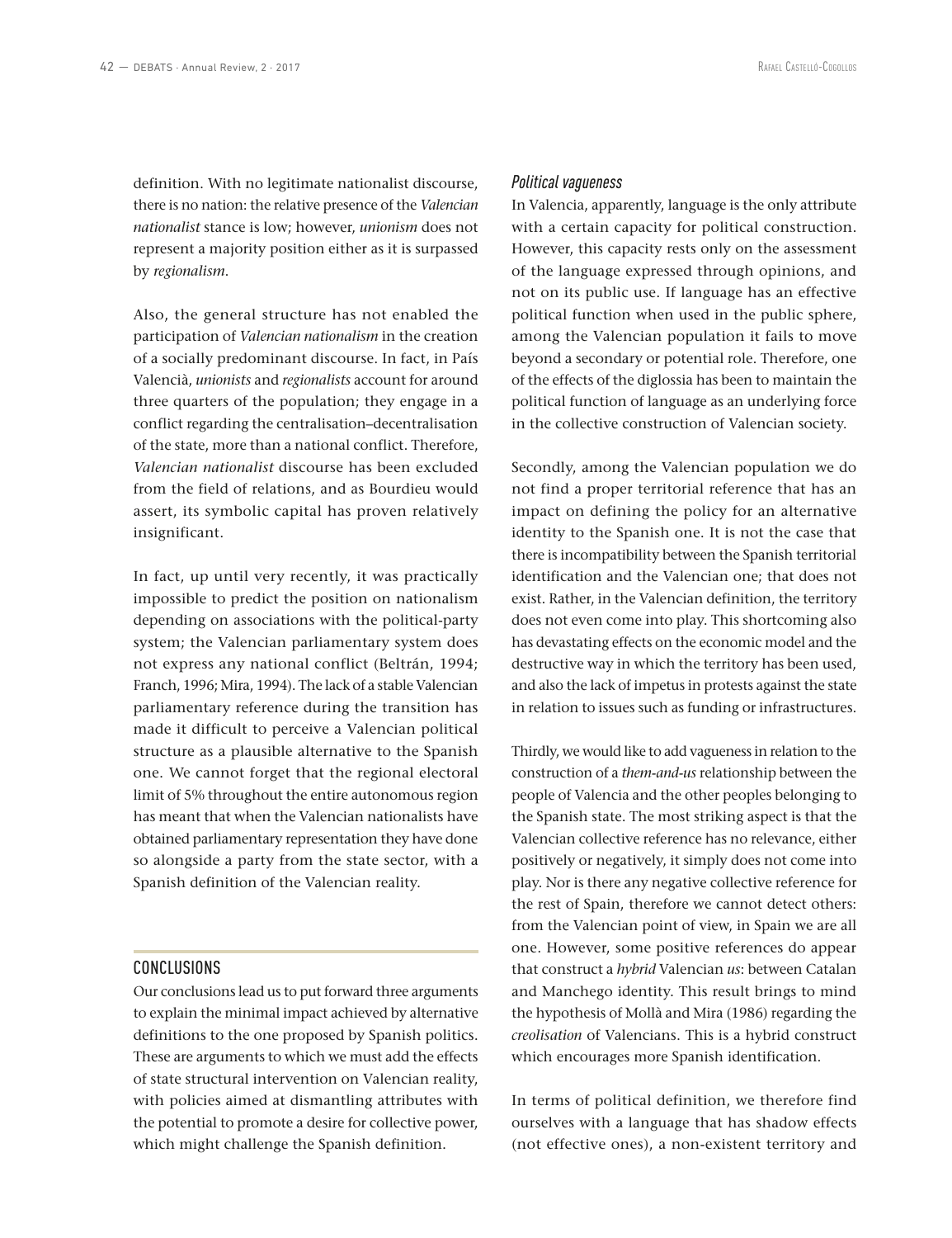definition. With no legitimate nationalist discourse, there is no nation: the relative presence of the *Valencian nationalist* stance is low; however, *unionism* does not represent a majority position either as it is surpassed by *regionalism*.

Also, the general structure has not enabled the participation of *Valencian nationalism* in the creation of a socially predominant discourse. In fact, in País Valencià, *unionists* and *regionalists* account for around three quarters of the population; they engage in a conflict regarding the centralisation–decentralisation of the state, more than a national conflict. Therefore, *Valencian nationalist* discourse has been excluded from the field of relations, and as Bourdieu would assert, its symbolic capital has proven relatively insignificant.

In fact, up until very recently, it was practically impossible to predict the position on nationalism depending on associations with the political-party system; the Valencian parliamentary system does not express any national conflict (Beltrán, 1994; Franch, 1996; Mira, 1994). The lack of a stable Valencian parliamentary reference during the transition has made it difficult to perceive a Valencian political structure as a plausible alternative to the Spanish one. We cannot forget that the regional electoral limit of 5% throughout the entire autonomous region has meant that when the Valencian nationalists have obtained parliamentary representation they have done so alongside a party from the state sector, with a Spanish definition of the Valencian reality.

## CONCLUSIONS

Our conclusions lead us to put forward three arguments to explain the minimal impact achieved by alternative definitions to the one proposed by Spanish politics. These are arguments to which we must add the effects of state structural intervention on Valencian reality, with policies aimed at dismantling attributes with the potential to promote a desire for collective power, which might challenge the Spanish definition.

### *Political vagueness*

In Valencia, apparently, language is the only attribute with a certain capacity for political construction. However, this capacity rests only on the assessment of the language expressed through opinions, and not on its public use. If language has an effective political function when used in the public sphere, among the Valencian population it fails to move beyond a secondary or potential role. Therefore, one of the effects of the diglossia has been to maintain the political function of language as an underlying force in the collective construction of Valencian society.

Secondly, among the Valencian population we do not find a proper territorial reference that has an impact on defining the policy for an alternative identity to the Spanish one. It is not the case that there is incompatibility between the Spanish territorial identification and the Valencian one; that does not exist. Rather, in the Valencian definition, the territory does not even come into play. This shortcoming also has devastating effects on the economic model and the destructive way in which the territory has been used, and also the lack of impetus in protests against the state in relation to issues such as funding or infrastructures.

Thirdly, we would like to add vagueness in relation to the construction of a *them-and-us* relationship between the people of Valencia and the other peoples belonging to the Spanish state. The most striking aspect is that the Valencian collective reference has no relevance, either positively or negatively, it simply does not come into play. Nor is there any negative collective reference for the rest of Spain, therefore we cannot detect others: from the Valencian point of view, in Spain we are all one. However, some positive references do appear that construct a *hybrid* Valencian *us*: between Catalan and Manchego identity. This result brings to mind the hypothesis of Mollà and Mira (1986) regarding the *creolisation* of Valencians. This is a hybrid construct which encourages more Spanish identification.

In terms of political definition, we therefore find ourselves with a language that has shadow effects (not effective ones), a non-existent territory and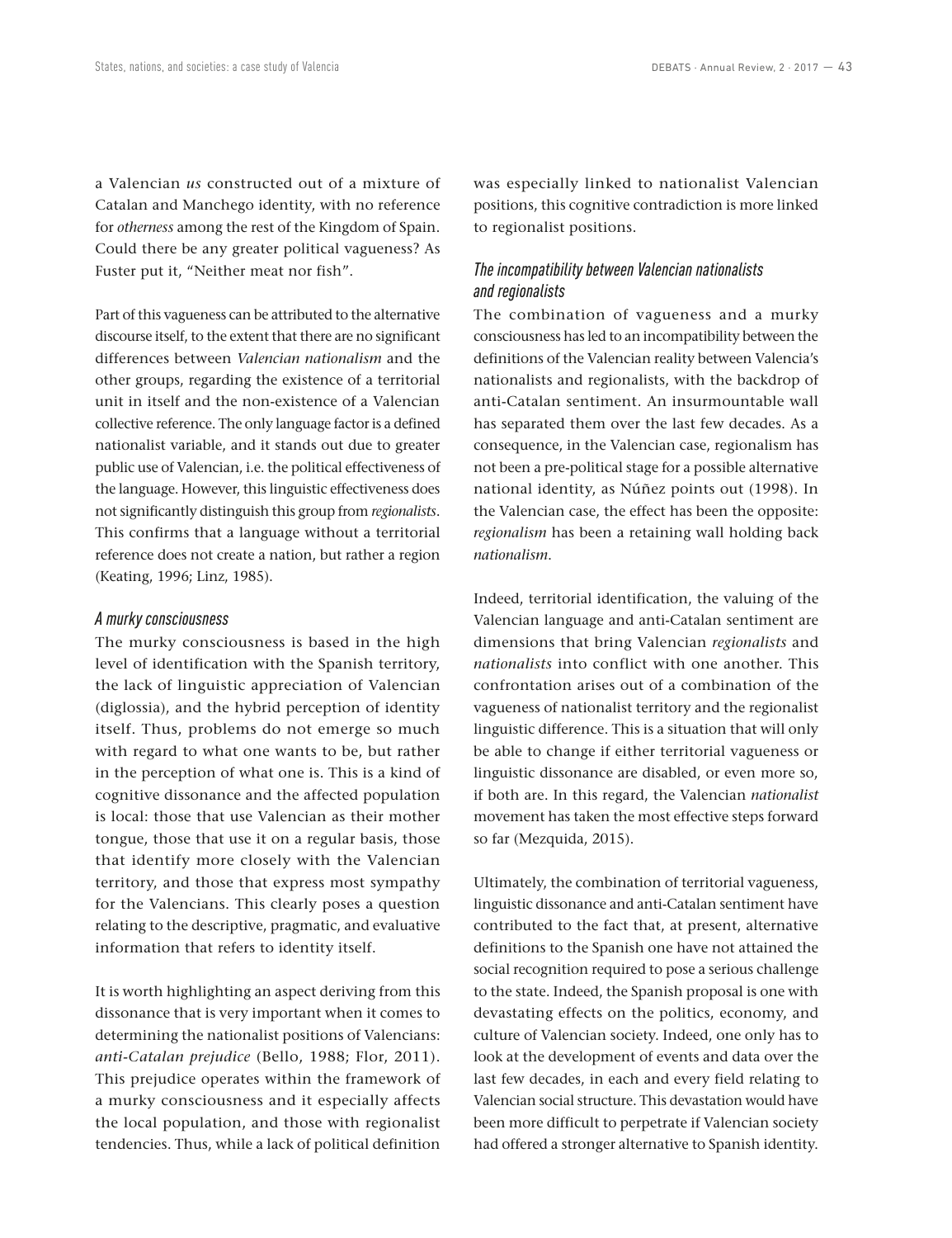a Valencian *us* constructed out of a mixture of Catalan and Manchego identity, with no reference for *otherness* among the rest of the Kingdom of Spain. Could there be any greater political vagueness? As Fuster put it, "Neither meat nor fish".

Part of this vagueness can be attributed to the alternative discourse itself, to the extent that there are no significant differences between *Valencian nationalism* and the other groups, regarding the existence of a territorial unit in itself and the non-existence of a Valencian collective reference. The only language factor is a defined nationalist variable, and it stands out due to greater public use of Valencian, i.e. the political effectiveness of the language. However, this linguistic effectiveness does not significantly distinguish this group from *regionalists*. This confirms that a language without a territorial reference does not create a nation, but rather a region (Keating, 1996; Linz, 1985).

### *A murky consciousness*

The murky consciousness is based in the high level of identification with the Spanish territory, the lack of linguistic appreciation of Valencian (diglossia), and the hybrid perception of identity itself. Thus, problems do not emerge so much with regard to what one wants to be, but rather in the perception of what one is. This is a kind of cognitive dissonance and the affected population is local: those that use Valencian as their mother tongue, those that use it on a regular basis, those that identify more closely with the Valencian territory, and those that express most sympathy for the Valencians. This clearly poses a question relating to the descriptive, pragmatic, and evaluative information that refers to identity itself.

It is worth highlighting an aspect deriving from this dissonance that is very important when it comes to determining the nationalist positions of Valencians: *anti-Catalan prejudice* (Bello, 1988; Flor, 2011). This prejudice operates within the framework of a murky consciousness and it especially affects the local population, and those with regionalist tendencies. Thus, while a lack of political definition was especially linked to nationalist Valencian positions, this cognitive contradiction is more linked to regionalist positions.

### *The incompatibility between Valencian nationalists and regionalists*

The combination of vagueness and a murky consciousness has led to an incompatibility between the definitions of the Valencian reality between Valencia's nationalists and regionalists, with the backdrop of anti-Catalan sentiment. An insurmountable wall has separated them over the last few decades. As a consequence, in the Valencian case, regionalism has not been a pre-political stage for a possible alternative national identity, as Núñez points out (1998). In the Valencian case, the effect has been the opposite: *regionalism* has been a retaining wall holding back *nationalism*.

Indeed, territorial identification, the valuing of the Valencian language and anti-Catalan sentiment are dimensions that bring Valencian *regionalists* and *nationalists* into conflict with one another. This confrontation arises out of a combination of the vagueness of nationalist territory and the regionalist linguistic difference. This is a situation that will only be able to change if either territorial vagueness or linguistic dissonance are disabled, or even more so, if both are. In this regard, the Valencian *nationalist* movement has taken the most effective steps forward so far (Mezquida, 2015).

Ultimately, the combination of territorial vagueness, linguistic dissonance and anti-Catalan sentiment have contributed to the fact that, at present, alternative definitions to the Spanish one have not attained the social recognition required to pose a serious challenge to the state. Indeed, the Spanish proposal is one with devastating effects on the politics, economy, and culture of Valencian society. Indeed, one only has to look at the development of events and data over the last few decades, in each and every field relating to Valencian social structure. This devastation would have been more difficult to perpetrate if Valencian society had offered a stronger alternative to Spanish identity.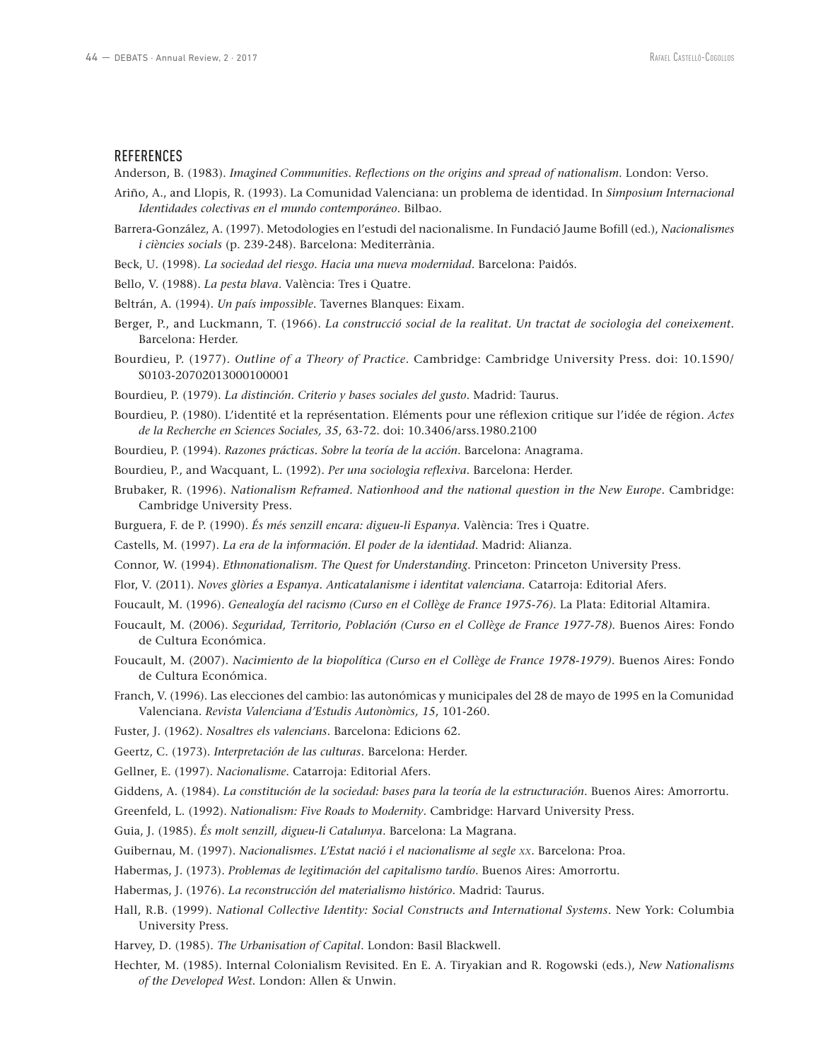## REFERENCES

Anderson, B. (1983). *Imagined Communities. Reflections on the origins and spread of nationalism*. London: Verso.

Ariño, A., and Llopis, R. (1993). La Comunidad Valenciana: un problema de identidad. In *Simposium Internacional Identidades colectivas en el mundo contemporáneo*. Bilbao.

Barrera-González, A. (1997). Metodologies en l'estudi del nacionalisme. In Fundació Jaume Bofill (ed.), *Nacionalismes i ciències socials* (p. 239-248). Barcelona: Mediterrània.

Beck, U. (1998). *La sociedad del riesgo. Hacia una nueva modernidad*. Barcelona: Paidós.

Bello, V. (1988). *La pesta blava*. València: Tres i Quatre.

Beltrán, A. (1994). *Un país impossible*. Tavernes Blanques: Eixam.

Berger, P., and Luckmann, T. (1966). *La construcció social de la realitat. Un tractat de sociologia del coneixement*. Barcelona: Herder.

Bourdieu, P. (1977). *Outline of a Theory of Practice*. Cambridge: Cambridge University Press. doi: 10.1590/S0103-20702013000100001

Bourdieu, P. (1979). *La distinción. Criterio y bases sociales del gusto*. Madrid: Taurus.

Bourdieu, P. (1980). L'identité et la représentation. Eléments pour une réflexion critique sur l'idée de région. *Actes de la Recherche en Sciences Sociales, 35*, 63-72. doi: 10.3406/arss.1980.2100

Bourdieu, P. (1994). *Razones prácticas. Sobre la teoría de la acción*. Barcelona: Anagrama.

Bourdieu, P., and Wacquant, L. (1992). *Per una sociologia reflexiva*. Barcelona: Herder.

Brubaker, R. (1996). *Nationalism Reframed. Nationhood and the national question in the New Europe*. Cambridge: Cambridge University Press.

Burguera, F. de P. (1990). *És més senzill encara: digueu-li Espanya*. València: Tres i Quatre.

Castells, M. (1997). *La era de la información. El poder de la identidad*. Madrid: Alianza.

Connor, W. (1994). *Ethnonationalism. The Quest for Understanding*. Princeton: Princeton University Press.

Flor, V. (2011). *Noves glòries a Espanya. Anticatalanisme i identitat valenciana*. Catarroja: Editorial Afers.

Foucault, M. (1996). *Genealogía del racismo (Curso en el Collège de France 1975-76)*. La Plata: Editorial Altamira.

Foucault, M. (2006). *Seguridad, Territorio, Población (Curso en el Collège de France 1977-78)*. Buenos Aires: Fondo de Cultura Económica.

Foucault, M. (2007). *Nacimiento de la biopolítica (Curso en el Collège de France 1978-1979)*. Buenos Aires: Fondo de Cultura Económica.

Franch, V. (1996). Las elecciones del cambio: las autonómicas y municipales del 28 de mayo de 1995 en la Comunidad Valenciana. *Revista Valenciana d'Estudis Autonòmics, 15*, 101-260.

Fuster, J. (1962). *Nosaltres els valencians*. Barcelona: Edicions 62.

Geertz, C. (1973). *Interpretación de las culturas*. Barcelona: Herder.

Gellner, E. (1997). *Nacionalisme*. Catarroja: Editorial Afers.

Giddens, A. (1984). *La constitución de la sociedad: bases para la teoría de la estructuración*. Buenos Aires: Amorrortu.

Greenfeld, L. (1992). *Nationalism: Five Roads to Modernity*. Cambridge: Harvard University Press.

Guia, J. (1985). *És molt senzill, digueu-li Catalunya*. Barcelona: La Magrana.

Guibernau, M. (1997). *Nacionalismes. L'Estat nació i el nacionalisme al segle xx*. Barcelona: Proa.

Habermas, J. (1973). *Problemas de legitimación del capitalismo tardío*. Buenos Aires: Amorrortu.

Habermas, J. (1976). *La reconstrucción del materialismo histórico*. Madrid: Taurus.

Hall, R.B. (1999). *National Collective Identity: Social Constructs and International Systems*. New York: Columbia University Press.

Harvey, D. (1985). *The Urbanisation of Capital*. London: Basil Blackwell.

Hechter, M. (1985). Internal Colonialism Revisited. En E. A. Tiryakian and R. Rogowski (eds.), *New Nationalisms of the Developed West*. London: Allen & Unwin.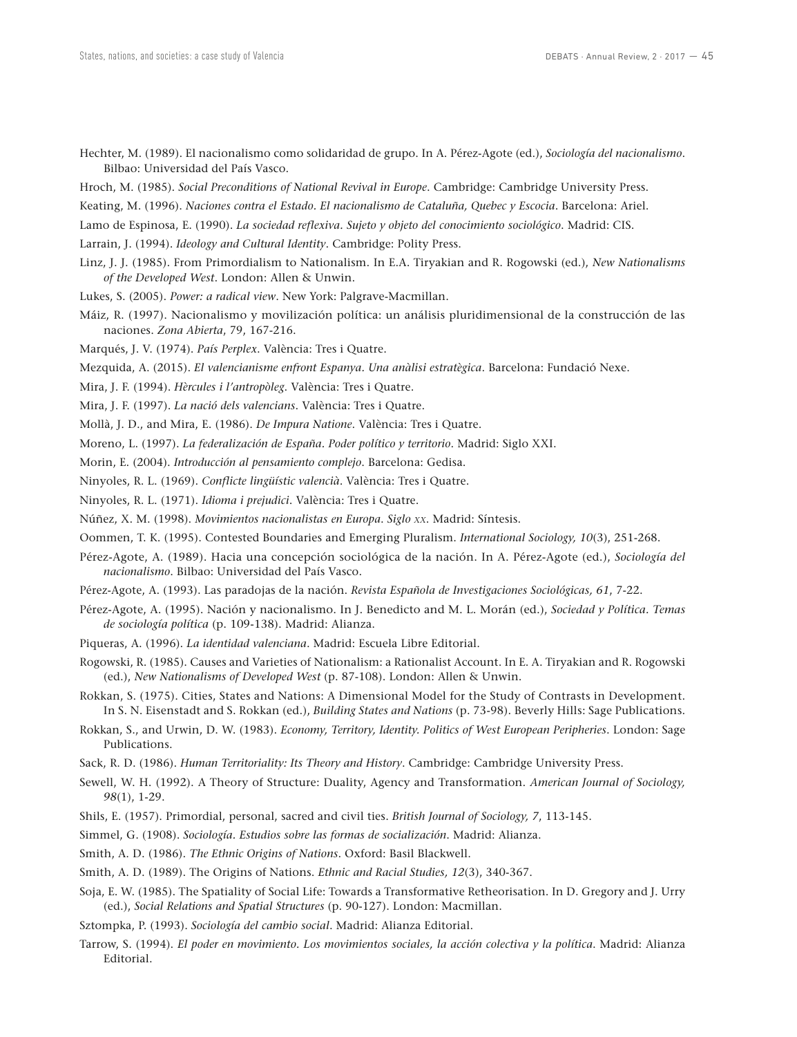Hechter, M. (1989). El nacionalismo como solidaridad de grupo. In A. Pérez-Agote (ed.), *Sociología del nacionalismo*. Bilbao: Universidad del País Vasco.

Hroch, M. (1985). *Social Preconditions of National Revival in Europe*. Cambridge: Cambridge University Press.

Keating, M. (1996). *Naciones contra el Estado. El nacionalismo de Cataluña, Quebec y Escocia*. Barcelona: Ariel.

Lamo de Espinosa, E. (1990). *La sociedad reflexiva. Sujeto y objeto del conocimiento sociológico*. Madrid: CIS.

Larrain, J. (1994). *Ideology and Cultural Identity*. Cambridge: Polity Press.

Linz, J. J. (1985). From Primordialism to Nationalism. In E.A. Tiryakian and R. Rogowski (ed.), *New Nationalisms of the Developed West*. London: Allen & Unwin.

Lukes, S. (2005). *Power: a radical view*. New York: Palgrave-Macmillan.

Máiz, R. (1997). Nacionalismo y movilización política: un análisis pluridimensional de la construcción de las naciones. *Zona Abierta*, 79, 167-216.

Marqués, J. V. (1974). *País Perplex*. València: Tres i Quatre.

Mezquida, A. (2015). *El valencianisme enfront Espanya. Una anàlisi estratègica*. Barcelona: Fundació Nexe.

Mira, J. F. (1994). *Hèrcules i l'antropòleg*. València: Tres i Quatre.

Mira, J. F. (1997). *La nació dels valencians*. València: Tres i Quatre.

Mollà, J. D., and Mira, E. (1986). *De Impura Natione*. València: Tres i Quatre.

Moreno, L. (1997). *La federalización de España. Poder político y territorio*. Madrid: Siglo XXI.

Morin, E. (2004). *Introducción al pensamiento complejo*. Barcelona: Gedisa.

Ninyoles, R. L. (1969). *Conflicte lingüístic valencià*. València: Tres i Quatre.

Ninyoles, R. L. (1971). *Idioma i prejudici*. València: Tres i Quatre.

Núñez, X. M. (1998). *Movimientos nacionalistas en Europa. Siglo xx*. Madrid: Síntesis.

Oommen, T. K. (1995). Contested Boundaries and Emerging Pluralism. *International Sociology, 10*(3), 251-268.

Pérez-Agote, A. (1989). Hacia una concepción sociológica de la nación. In A. Pérez-Agote (ed.), *Sociología del nacionalismo*. Bilbao: Universidad del País Vasco.

Pérez-Agote, A. (1993). Las paradojas de la nación. *Revista Española de Investigaciones Sociológicas, 61*, 7-22.

Pérez-Agote, A. (1995). Nación y nacionalismo. In J. Benedicto and M. L. Morán (ed.), *Sociedad y Política. Temas de sociología política* (p. 109-138). Madrid: Alianza.

Piqueras, A. (1996). *La identidad valenciana*. Madrid: Escuela Libre Editorial.

Rogowski, R. (1985). Causes and Varieties of Nationalism: a Rationalist Account. In E. A. Tiryakian and R. Rogowski (ed.), *New Nationalisms of Developed West* (p. 87-108). London: Allen & Unwin.

Rokkan, S. (1975). Cities, States and Nations: A Dimensional Model for the Study of Contrasts in Development. In S. N. Eisenstadt and S. Rokkan (ed.), *Building States and Nations* (p. 73-98). Beverly Hills: Sage Publications.

Rokkan, S., and Urwin, D. W. (1983). *Economy, Territory, Identity. Politics of West European Peripheries*. London: Sage Publications.

Sack, R. D. (1986). *Human Territoriality: Its Theory and History*. Cambridge: Cambridge University Press.

Sewell, W. H. (1992). A Theory of Structure: Duality, Agency and Transformation. *American Journal of Sociology, 98*(1), 1-29.

Shils, E. (1957). Primordial, personal, sacred and civil ties. *British Journal of Sociology, 7*, 113-145.

Simmel, G. (1908). *Sociología. Estudios sobre las formas de socialización*. Madrid: Alianza.

Smith, A. D. (1986). *The Ethnic Origins of Nations*. Oxford: Basil Blackwell.

Smith, A. D. (1989). The Origins of Nations. *Ethnic and Racial Studies, 12*(3), 340-367.

Soja, E. W. (1985). The Spatiality of Social Life: Towards a Transformative Retheorisation. In D. Gregory and J. Urry (ed.), *Social Relations and Spatial Structures* (p. 90-127). London: Macmillan.

Sztompka, P. (1993). *Sociología del cambio social*. Madrid: Alianza Editorial.

Tarrow, S. (1994). *El poder en movimiento. Los movimientos sociales, la acción colectiva y la política*. Madrid: Alianza Editorial.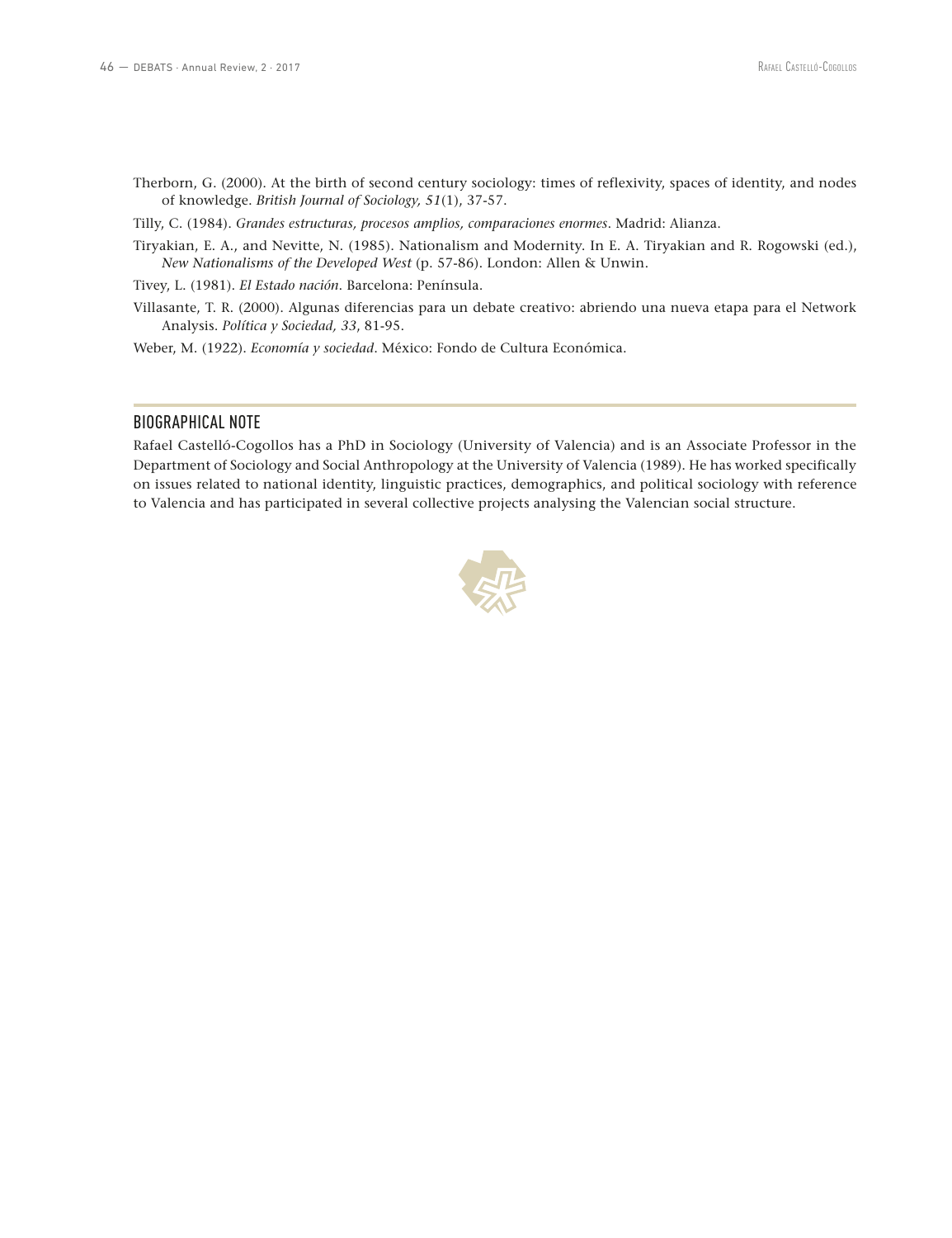Therborn, G. (2000). At the birth of second century sociology: times of reflexivity, spaces of identity, and nodes of knowledge. *British Journal of Sociology, 51*(1), 37-57.

Tilly, C. (1984). *Grandes estructuras, procesos amplios, comparaciones enormes*. Madrid: Alianza.

Tiryakian, E. A., and Nevitte, N. (1985). Nationalism and Modernity. In E. A. Tiryakian and R. Rogowski (ed.), *New Nationalisms of the Developed West* (p. 57-86). London: Allen & Unwin.

Tivey, L. (1981). *El Estado nación*. Barcelona: Península.

Villasante, T. R. (2000). Algunas diferencias para un debate creativo: abriendo una nueva etapa para el Network Analysis. *Política y Sociedad, 33*, 81-95.

Weber, M. (1922). *Economía y sociedad*. México: Fondo de Cultura Económica.

## BIOGRAPHICAL NOTE

Rafael Castelló-Cogollos has a PhD in Sociology (University of Valencia) and is an Associate Professor in the Department of Sociology and Social Anthropology at the University of Valencia (1989). He has worked specifically on issues related to national identity, linguistic practices, demographics, and political sociology with reference to Valencia and has participated in several collective projects analysing the Valencian social structure.